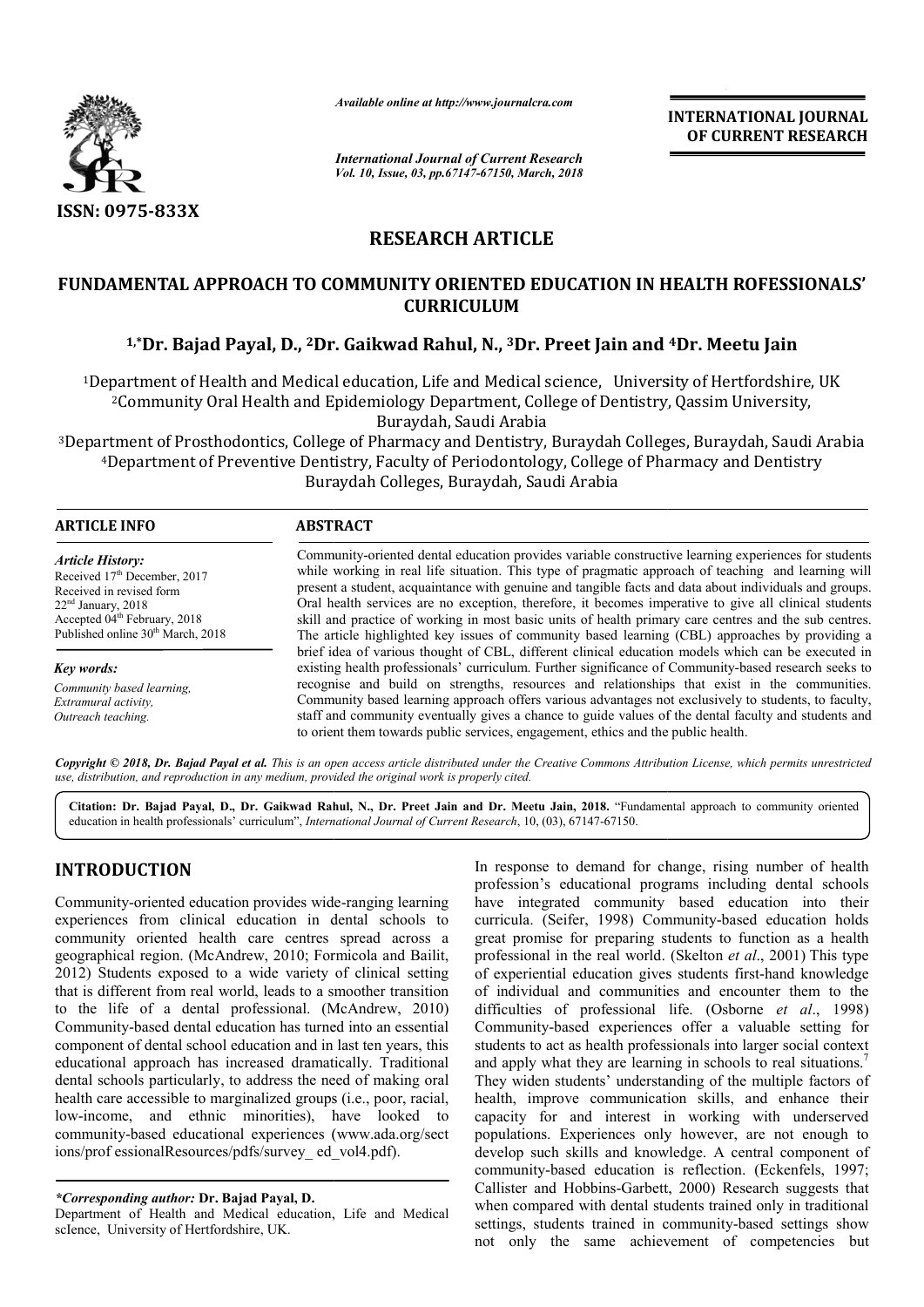# RESEARCH ARTICLE

## FUNDAMENTAL APPROACH TO COMMUNITY ORIENTED EDUCATION IN HEALTH ROFESSIONALS' CURRICULUM

**[1,*]Dr. Bajad Payal, D., [2]Dr. Gaikwad Rahul, N., [3]Dr. Preet Jain and [4]Dr. Meetu Jain**

[1]Department of Health and Medical education, Life and Medical science, University of Hertfordshire, UK
[2]Community Oral Health and Epidemiology Department, College of Dentistry, Qassim University, Buraydah, Saudi Arabia
[3]Department of Prosthodontics, College of Pharmacy and Dentistry, Buraydah Colleges, Buraydah, Saudi Arabia
[4]Department of Preventive Dentistry, Faculty of Periodontology, College of Pharmacy and Dentistry Buraydah Colleges, Buraydah, Saudi Arabia

**ARTICLE INFO**

*Article History:*
Received 17th December, 2017
Received in revised form 22nd January, 2018
Accepted 04th February, 2018
Published online 30th March, 2018

*Key words:*
*Community based learning, Extramural activity, Outreach teaching.*

**ABSTRACT**

Community-oriented dental education provides variable constructive learning experiences for students while working in real life situation. This type of pragmatic approach of teaching and learning will present a student, acquaintance with genuine and tangible facts and data about individuals and groups. Oral health services are no exception, therefore, it becomes imperative to give all clinical students skill and practice of working in most basic units of health primary care centres and the sub centres. The article highlighted key issues of community based learning (CBL) approaches by providing a brief idea of various thought of CBL, different clinical education models which can be executed in existing health professionals' curriculum. Further significance of Community-based research seeks to recognise and build on strengths, resources and relationships that exist in the communities. Community based learning approach offers various advantages not exclusively to students, to faculty, staff and community eventually gives a chance to guide values of the dental faculty and students and to orient them towards public services, engagement, ethics and the public health.

*Copyright © 2018, Dr. Bajad Payal et al. This is an open access article distributed under the Creative Commons Attribution License, which permits unrestricted use, distribution, and reproduction in any medium, provided the original work is properly cited.*

**Citation: Dr. Bajad Payal, D., Dr. Gaikwad Rahul, N., Dr. Preet Jain and Dr. Meetu Jain, 2018.** "Fundamental approach to community oriented education in health professionals' curriculum", *International Journal of Current Research*, 10, (03), 67147-67150.

## INTRODUCTION

Community-oriented education provides wide-ranging learning experiences from clinical education in dental schools to community oriented health care centres spread across a geographical region. (McAndrew, 2010; Formicola and Bailit, 2012) Students exposed to a wide variety of clinical setting that is different from real world, leads to a smoother transition to the life of a dental professional. (McAndrew, 2010) Community-based dental education has turned into an essential component of dental school education and in last ten years, this educational approach has increased dramatically. Traditional dental schools particularly, to address the need of making oral health care accessible to marginalized groups (i.e., poor, racial, low-income, and ethnic minorities), have looked to community-based educational experiences (www.ada.org/sections/prof essionalResources/pdfs/survey_ ed_vol4.pdf).

In response to demand for change, rising number of health profession's educational programs including dental schools have integrated community based education into their curricula. (Seifer, 1998) Community-based education holds great promise for preparing students to function as a health professional in the real world. (Skelton *et al*., 2001) This type of experiential education gives students first-hand knowledge of individual and communities and encounter them to the difficulties of professional life. (Osborne *et al*., 1998) Community-based experiences offer a valuable setting for students to act as health professionals into larger social context and apply what they are learning in schools to real situations.[7] They widen students' understanding of the multiple factors of health, improve communication skills, and enhance their capacity for and interest in working with underserved populations. Experiences only however, are not enough to develop such skills and knowledge. A central component of community-based education is reflection. (Eckenfels, 1997; Callister and Hobbins-Garbett, 2000) Research suggests that when compared with dental students trained only in traditional settings, students trained in community-based settings show not only the same achievement of competencies but

*\*Corresponding author:* **Dr. Bajad Payal, D.**
Department of Health and Medical education, Life and Medical science, University of Hertfordshire, UK.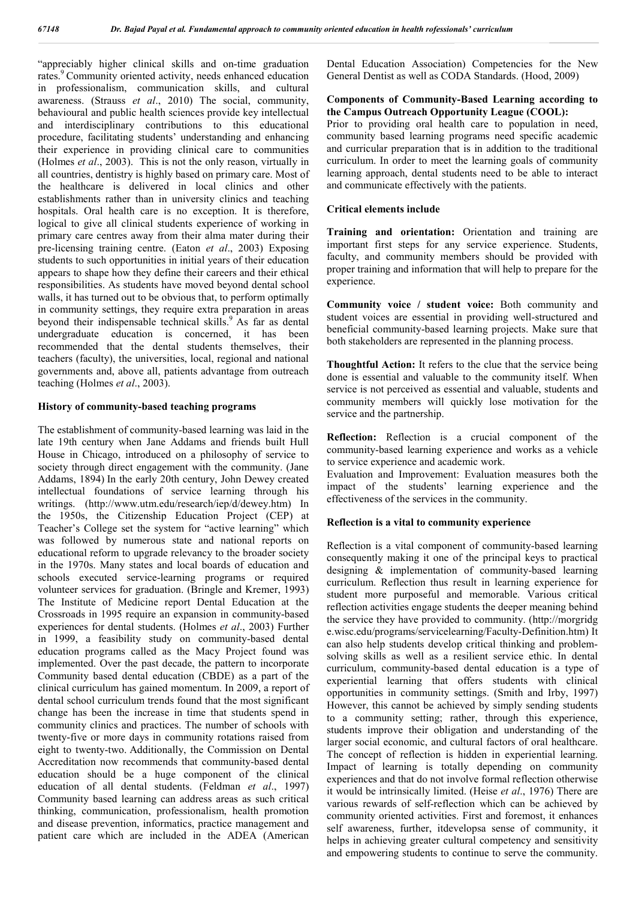"appreciably higher clinical skills and on-time graduation rates.[9] Community oriented activity, needs enhanced education in professionalism, communication skills, and cultural awareness. (Strauss *et al*., 2010) The social, community, behavioural and public health sciences provide key intellectual and interdisciplinary contributions to this educational procedure, facilitating students' understanding and enhancing their experience in providing clinical care to communities (Holmes *et al*., 2003). This is not the only reason, virtually in all countries, dentistry is highly based on primary care. Most of the healthcare is delivered in local clinics and other establishments rather than in university clinics and teaching hospitals. Oral health care is no exception. It is therefore, logical to give all clinical students experience of working in primary care centres away from their alma mater during their pre-licensing training centre. (Eaton *et al*., 2003) Exposing students to such opportunities in initial years of their education appears to shape how they define their careers and their ethical responsibilities. As students have moved beyond dental school walls, it has turned out to be obvious that, to perform optimally in community settings, they require extra preparation in areas beyond their indispensable technical skills.[9] As far as dental undergraduate education is concerned, it has been recommended that the dental students themselves, their teachers (faculty), the universities, local, regional and national governments and, above all, patients advantage from outreach teaching (Holmes *et al*., 2003).

## History of community-based teaching programs

The establishment of community-based learning was laid in the late 19th century when Jane Addams and friends built Hull House in Chicago, introduced on a philosophy of service to society through direct engagement with the community. (Jane Addams, 1894) In the early 20th century, John Dewey created intellectual foundations of service learning through his writings. (http://www.utm.edu/research/iep/d/dewey.htm) In the 1950s, the Citizenship Education Project (CEP) at Teacher's College set the system for "active learning" which was followed by numerous state and national reports on educational reform to upgrade relevancy to the broader society in the 1970s. Many states and local boards of education and schools executed service-learning programs or required volunteer services for graduation. (Bringle and Kremer, 1993) The Institute of Medicine report Dental Education at the Crossroads in 1995 require an expansion in community-based experiences for dental students. (Holmes *et al*., 2003) Further in 1999, a feasibility study on community-based dental education programs called as the Macy Project found was implemented. Over the past decade, the pattern to incorporate Community based dental education (CBDE) as a part of the clinical curriculum has gained momentum. In 2009, a report of dental school curriculum trends found that the most significant change has been the increase in time that students spend in community clinics and practices. The number of schools with twenty-five or more days in community rotations raised from eight to twenty-two. Additionally, the Commission on Dental Accreditation now recommends that community-based dental education should be a huge component of the clinical education of all dental students. (Feldman *et al*., 1997) Community based learning can address areas as such critical thinking, communication, professionalism, health promotion and disease prevention, informatics, practice management and patient care which are included in the ADEA (American Dental Education Association) Competencies for the New General Dentist as well as CODA Standards. (Hood, 2009)

## Components of Community-Based Learning according to the Campus Outreach Opportunity League (COOL):

Prior to providing oral health care to population in need, community based learning programs need specific academic and curricular preparation that is in addition to the traditional curriculum. In order to meet the learning goals of community learning approach, dental students need to be able to interact and communicate effectively with the patients.

### Critical elements include

**Training and orientation:** Orientation and training are important first steps for any service experience. Students, faculty, and community members should be provided with proper training and information that will help to prepare for the experience.

**Community voice / student voice:** Both community and student voices are essential in providing well-structured and beneficial community-based learning projects. Make sure that both stakeholders are represented in the planning process.

**Thoughtful Action:** It refers to the clue that the service being done is essential and valuable to the community itself. When service is not perceived as essential and valuable, students and community members will quickly lose motivation for the service and the partnership.

**Reflection:** Reflection is a crucial component of the community-based learning experience and works as a vehicle to service experience and academic work.

Evaluation and Improvement: Evaluation measures both the impact of the students' learning experience and the effectiveness of the services in the community.

## Reflection is a vital to community experience

Reflection is a vital component of community-based learning consequently making it one of the principal keys to practical designing & implementation of community-based learning curriculum. Reflection thus result in learning experience for student more purposeful and memorable. Various critical reflection activities engage students the deeper meaning behind the service they have provided to community. (http://morgridge.wisc.edu/programs/servicelearning/Faculty-Definition.htm) It can also help students develop critical thinking and problem-solving skills as well as a resilient service ethic. In dental curriculum, community-based dental education is a type of experiential learning that offers students with clinical opportunities in community settings. (Smith and Irby, 1997) However, this cannot be achieved by simply sending students to a community setting; rather, through this experience, students improve their obligation and understanding of the larger social economic, and cultural factors of oral healthcare. The concept of reflection is hidden in experiential learning. Impact of learning is totally depending on community experiences and that do not involve formal reflection otherwise it would be intrinsically limited. (Heise *et al*., 1976) There are various rewards of self-reflection which can be achieved by community oriented activities. First and foremost, it enhances self awareness, further, itdevelopsa sense of community, it helps in achieving greater cultural competency and sensitivity and empowering students to continue to serve the community.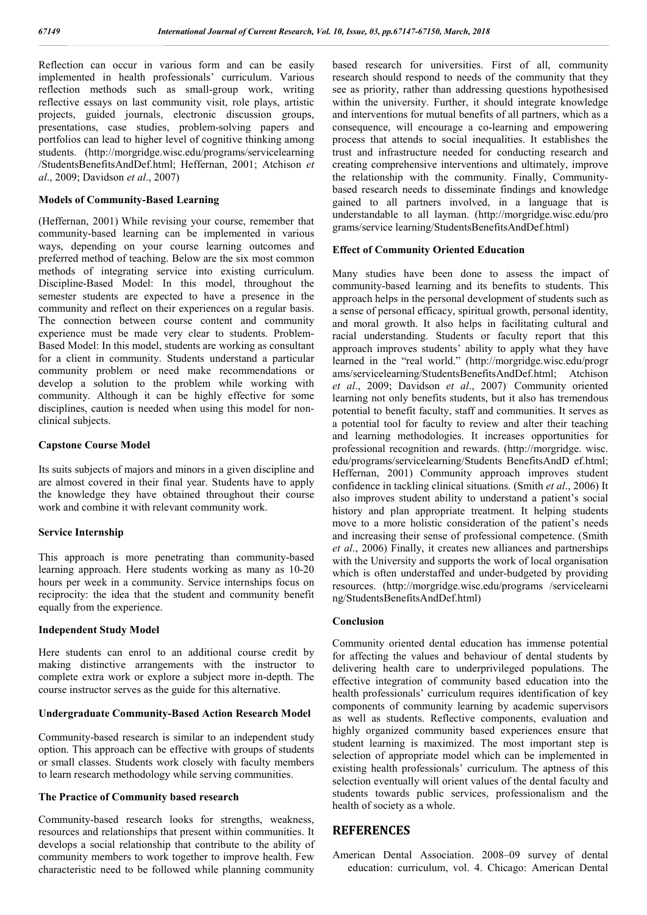Reflection can occur in various form and can be easily implemented in health professionals' curriculum. Various reflection methods such as small-group work, writing reflective essays on last community visit, role plays, artistic projects, guided journals, electronic discussion groups, presentations, case studies, problem-solving papers and portfolios can lead to higher level of cognitive thinking among students. (http://morgridge.wisc.edu/programs/servicelearning/StudentsBenefitsAndDef.html; Heffernan, 2001; Atchison *et al*., 2009; Davidson *et al*., 2007)

### Models of Community-Based Learning

(Heffernan, 2001) While revising your course, remember that community-based learning can be implemented in various ways, depending on your course learning outcomes and preferred method of teaching. Below are the six most common methods of integrating service into existing curriculum. Discipline-Based Model: In this model, throughout the semester students are expected to have a presence in the community and reflect on their experiences on a regular basis. The connection between course content and community experience must be made very clear to students. Problem-Based Model: In this model, students are working as consultant for a client in community. Students understand a particular community problem or need make recommendations or develop a solution to the problem while working with community. Although it can be highly effective for some disciplines, caution is needed when using this model for non-clinical subjects.

### Capstone Course Model

Its suits subjects of majors and minors in a given discipline and are almost covered in their final year. Students have to apply the knowledge they have obtained throughout their course work and combine it with relevant community work.

### Service Internship

This approach is more penetrating than community-based learning approach. Here students working as many as 10-20 hours per week in a community. Service internships focus on reciprocity: the idea that the student and community benefit equally from the experience.

### Independent Study Model

Here students can enrol to an additional course credit by making distinctive arrangements with the instructor to complete extra work or explore a subject more in-depth. The course instructor serves as the guide for this alternative.

### Undergraduate Community-Based Action Research Model

Community-based research is similar to an independent study option. This approach can be effective with groups of students or small classes. Students work closely with faculty members to learn research methodology while serving communities.

### The Practice of Community based research

Community-based research looks for strengths, weakness, resources and relationships that present within communities. It develops a social relationship that contribute to the ability of community members to work together to improve health. Few characteristic need to be followed while planning community based research for universities. First of all, community research should respond to needs of the community that they see as priority, rather than addressing questions hypothesised within the university. Further, it should integrate knowledge and interventions for mutual benefits of all partners, which as a consequence, will encourage a co-learning and empowering process that attends to social inequalities. It establishes the trust and infrastructure needed for conducting research and creating comprehensive interventions and ultimately, improve the relationship with the community. Finally, Community-based research needs to disseminate findings and knowledge gained to all partners involved, in a language that is understandable to all layman. (http://morgridge.wisc.edu/programs/service learning/StudentsBenefitsAndDef.html)

### Effect of Community Oriented Education

Many studies have been done to assess the impact of community-based learning and its benefits to students. This approach helps in the personal development of students such as a sense of personal efficacy, spiritual growth, personal identity, and moral growth. It also helps in facilitating cultural and racial understanding. Students or faculty report that this approach improves students' ability to apply what they have learned in the "real world." (http://morgridge.wisc.edu/programs/servicelearning/StudentsBenefitsAndDef.html; Atchison *et al*., 2009; Davidson *et al*., 2007). Community oriented learning not only benefits students, but it also has tremendous potential to benefit faculty, staff and communities. It serves as a potential tool for faculty to review and alter their teaching and learning methodologies. It increases opportunities for professional recognition and rewards. (http://morgridge. wisc. edu/programs/servicelearning/Students BenefitsAndD ef.html; Heffernan, 2001) Community approach improves student confidence in tackling clinical situations. (Smith *et al*., 2006) It also improves student ability to understand a patient's social history and plan appropriate treatment. It helping students move to a more holistic consideration of the patient's needs and increasing their sense of professional competence. (Smith *et al*., 2006) Finally, it creates new alliances and partnerships with the University and supports the work of local organisation which is often understaffed and under-budgeted by providing resources. (http://morgridge.wisc.edu/programs /servicelearning/StudentsBenefitsAndDef.html)

### Conclusion

Community oriented dental education has immense potential for affecting the values and behaviour of dental students by delivering health care to underprivileged populations. The effective integration of community based education into the health professionals' curriculum requires identification of key components of community learning by academic supervisors as well as students. Reflective components, evaluation and highly organized community based experiences ensure that student learning is maximized. The most important step is selection of appropriate model which can be implemented in existing health professionals' curriculum. The aptness of this selection eventually will orient values of the dental faculty and students towards public services, professionalism and the health of society as a whole.

## REFERENCES

American Dental Association. 2008–09 survey of dental education: curriculum, vol. 4. Chicago: American Dental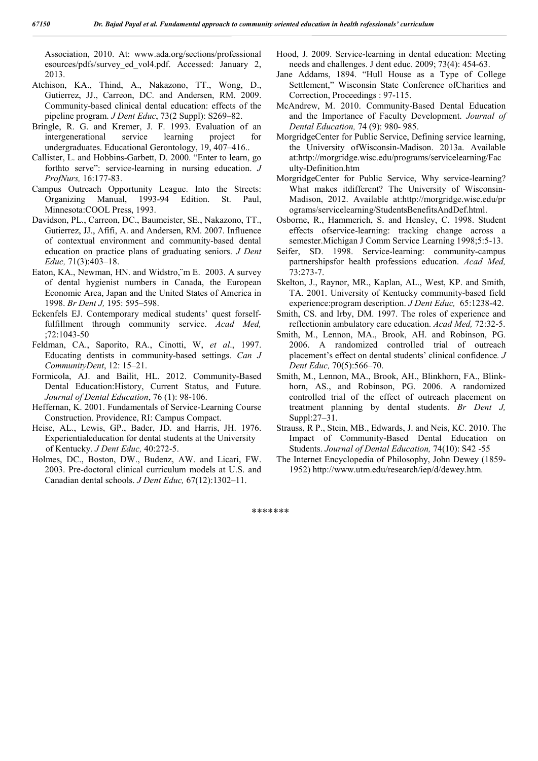Association, 2010. At: www.ada.org/sections/professional esources/pdfs/survey_ed_vol4.pdf. Accessed: January 2, 2013.

Atchison, KA., Thind, A., Nakazono, TT., Wong, D., Gutierrez, JJ., Carreon, DC. and Andersen, RM. 2009. Community-based clinical dental education: effects of the pipeline program. *J Dent Educ*, 73(2 Suppl): S269–82.

Bringle, R. G. and Kremer, J. F. 1993. Evaluation of an intergenerational service learning project for undergraduates. Educational Gerontology, 19, 407–416..

Callister, L. and Hobbins-Garbett, D. 2000. "Enter to learn, go forthto serve": service-learning in nursing education. *J ProfNurs,* 16:177-83.

Campus Outreach Opportunity League. Into the Streets: Organizing Manual, 1993-94 Edition. St. Paul, Minnesota:COOL Press, 1993.

Davidson, PL., Carreon, DC., Baumeister, SE., Nakazono, TT., Gutierrez, JJ., Afifi, A. and Andersen, RM. 2007. Influence of contextual environment and community-based dental education on practice plans of graduating seniors. *J Dent Educ,* 71(3):403–18.

Eaton, KA., Newman, HN. and Widstro,¨m E. 2003. A survey of dental hygienist numbers in Canada, the European Economic Area, Japan and the United States of America in 1998. *Br Dent J,* 195: 595–598.

Eckenfels EJ. Contemporary medical students' quest forself-fulfillment through community service. *Acad Med,* ;72:1043-50

Feldman, CA., Saporito, RA., Cinotti, W, *et al*., 1997. Educating dentists in community-based settings. *Can J CommunityDent*, 12: 15–21.

Formicola, AJ. and Bailit, HL. 2012. Community-Based Dental Education:History, Current Status, and Future. *Journal of Dental Education*, 76 (1): 98-106.

Heffernan, K. 2001. Fundamentals of Service-Learning Course Construction. Providence, RI: Campus Compact.

Heise, AL., Lewis, GP., Bader, JD. and Harris, JH. 1976. Experientialeducation for dental students at the University of Kentucky. *J Dent Educ,* 40:272-5.

Holmes, DC., Boston, DW., Budenz, AW. and Licari, FW. 2003. Pre-doctoral clinical curriculum models at U.S. and Canadian dental schools. *J Dent Educ,* 67(12):1302–11.

Hood, J. 2009. Service-learning in dental education: Meeting needs and challenges. J dent educ. 2009; 73(4): 454-63.

Jane Addams, 1894. "Hull House as a Type of College Settlement," Wisconsin State Conference ofCharities and Correction, Proceedings : 97-115.

McAndrew, M. 2010. Community-Based Dental Education and the Importance of Faculty Development. *Journal of Dental Education,* 74 (9): 980- 985.

MorgridgeCenter for Public Service, Defining service learning, the University ofWisconsin-Madison. 2013a. Available at:http://morgridge.wisc.edu/programs/servicelearning/Faculty-Definition.htm

MorgridgeCenter for Public Service, Why service-learning? What makes itdifferent? The University of Wisconsin-Madison, 2012. Available at:http://morgridge.wisc.edu/programs/servicelearning/StudentsBenefitsAndDef.html.

Osborne, R., Hammerich, S. and Hensley, C. 1998. Student effects ofservice-learning: tracking change across a semester.Michigan J Comm Service Learning 1998;5:5-13.

Seifer, SD. 1998. Service-learning: community-campus partnershipsfor health professions education. *Acad Med,* 73:273-7.

Skelton, J., Raynor, MR., Kaplan, AL., West, KP. and Smith, TA. 2001. University of Kentucky community-based field experience:program description. *J Dent Educ,* 65:1238-42.

Smith, CS. and Irby, DM. 1997. The roles of experience and reflectionin ambulatory care education. *Acad Med,* 72:32-5.

Smith, M., Lennon, MA., Brook, AH. and Robinson, PG. 2006. A randomized controlled trial of outreach placement's effect on dental students' clinical confidence*. J Dent Educ,* 70(5):566–70.

Smith, M., Lennon, MA., Brook, AH., Blinkhorn, FA., Blinkhorn, AS., and Robinson, PG. 2006. A randomized controlled trial of the effect of outreach placement on treatment planning by dental students. *Br Dent J,* Suppl:27–31.

Strauss, R P., Stein, MB., Edwards, J. and Neis, KC. 2010. The Impact of Community-Based Dental Education on Students. *Journal of Dental Education,* 74(10): S42 -55

The Internet Encyclopedia of Philosophy, John Dewey (1859-1952) http://www.utm.edu/research/iep/d/dewey.htm.

*******